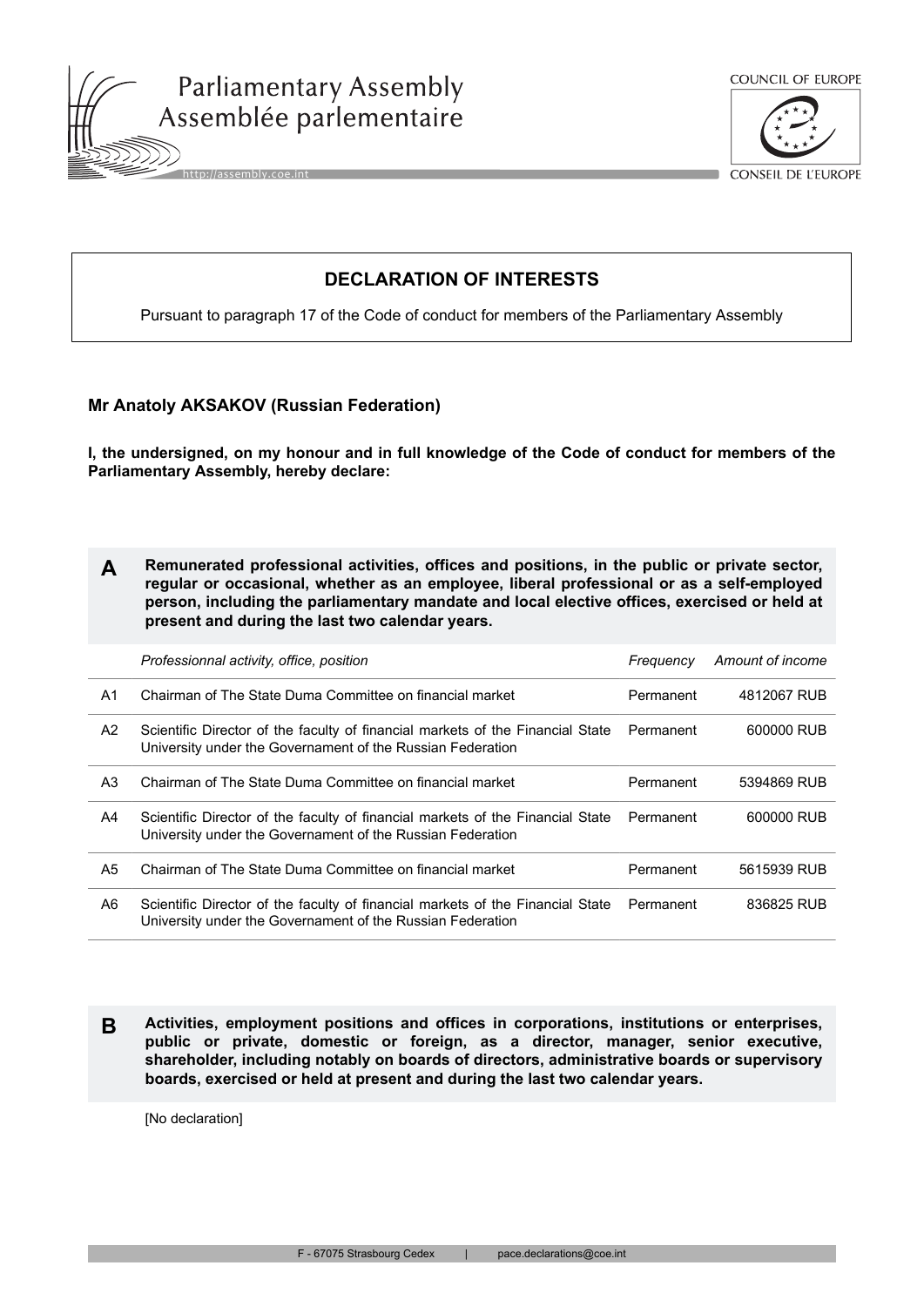Parliamentary Assembly
Assemblée parlementaire

http://assembly.coe.int

COUNCIL OF EUROPE
CONSEIL DE L'EUROPE

# DECLARATION OF INTERESTS

Pursuant to paragraph 17 of the Code of conduct for members of the Parliamentary Assembly

**Mr Anatoly AKSAKOV (Russian Federation)**

**I, the undersigned, on my honour and in full knowledge of the Code of conduct for members of the Parliamentary Assembly, hereby declare:**

## A Remunerated professional activities, offices and positions, in the public or private sector, regular or occasional, whether as an employee, liberal professional or as a self-employed person, including the parliamentary mandate and local elective offices, exercised or held at present and during the last two calendar years.

| | *Professionnal activity, office, position* | *Frequency* | *Amount of income* |
|---|---|---|---|
| A1 | Chairman of The State Duma Committee on financial market | Permanent | 4812067 RUB |
| A2 | Scientific Director of the faculty of financial markets of the Financial State University under the Governament of the Russian Federation | Permanent | 600000 RUB |
| A3 | Chairman of The State Duma Committee on financial market | Permanent | 5394869 RUB |
| A4 | Scientific Director of the faculty of financial markets of the Financial State University under the Governament of the Russian Federation | Permanent | 600000 RUB |
| A5 | Chairman of The State Duma Committee on financial market | Permanent | 5615939 RUB |
| A6 | Scientific Director of the faculty of financial markets of the Financial State University under the Governament of the Russian Federation | Permanent | 836825 RUB |

## B Activities, employment positions and offices in corporations, institutions or enterprises, public or private, domestic or foreign, as a director, manager, senior executive, shareholder, including notably on boards of directors, administrative boards or supervisory boards, exercised or held at present and during the last two calendar years.

[No declaration]

F - 67075 Strasbourg Cedex | pace.declarations@coe.int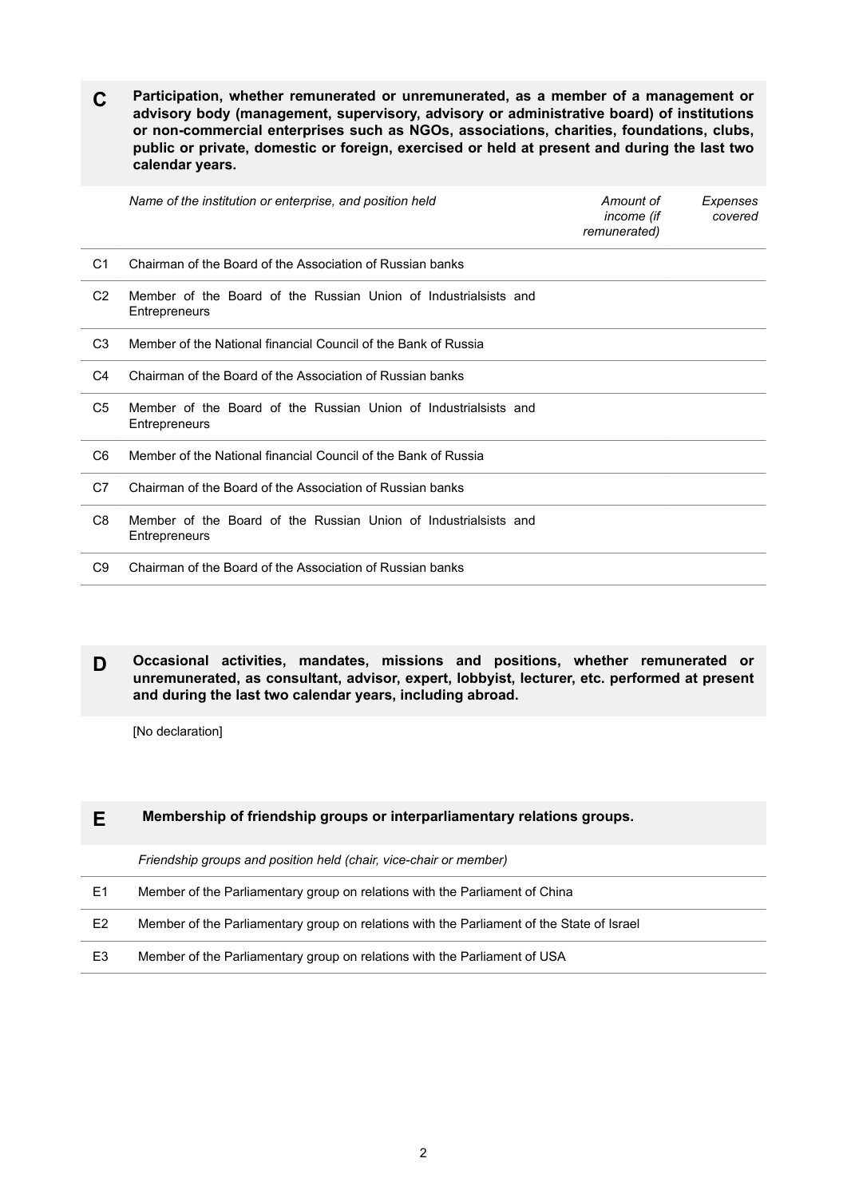## C Participation, whether remunerated or unremunerated, as a member of a management or advisory body (management, supervisory, advisory or administrative board) of institutions or non-commercial enterprises such as NGOs, associations, charities, foundations, clubs, public or private, domestic or foreign, exercised or held at present and during the last two calendar years.

| | *Name of the institution or enterprise, and position held* | *Amount of income (if remunerated)* | *Expenses covered* |
|---|---|---|---|
| C1 | Chairman of the Board of the Association of Russian banks | | |
| C2 | Member of the Board of the Russian Union of Industrialsists and Entrepreneurs | | |
| C3 | Member of the National financial Council of the Bank of Russia | | |
| C4 | Chairman of the Board of the Association of Russian banks | | |
| C5 | Member of the Board of the Russian Union of Industrialsists and Entrepreneurs | | |
| C6 | Member of the National financial Council of the Bank of Russia | | |
| C7 | Chairman of the Board of the Association of Russian banks | | |
| C8 | Member of the Board of the Russian Union of Industrialsists and Entrepreneurs | | |
| C9 | Chairman of the Board of the Association of Russian banks | | |

## D Occasional activities, mandates, missions and positions, whether remunerated or unremunerated, as consultant, advisor, expert, lobbyist, lecturer, etc. performed at present and during the last two calendar years, including abroad.

[No declaration]

## E Membership of friendship groups or interparliamentary relations groups.

| | *Friendship groups and position held (chair, vice-chair or member)* |
|---|---|
| E1 | Member of the Parliamentary group on relations with the Parliament of China |
| E2 | Member of the Parliamentary group on relations with the Parliament of the State of Israel |
| E3 | Member of the Parliamentary group on relations with the Parliament of USA |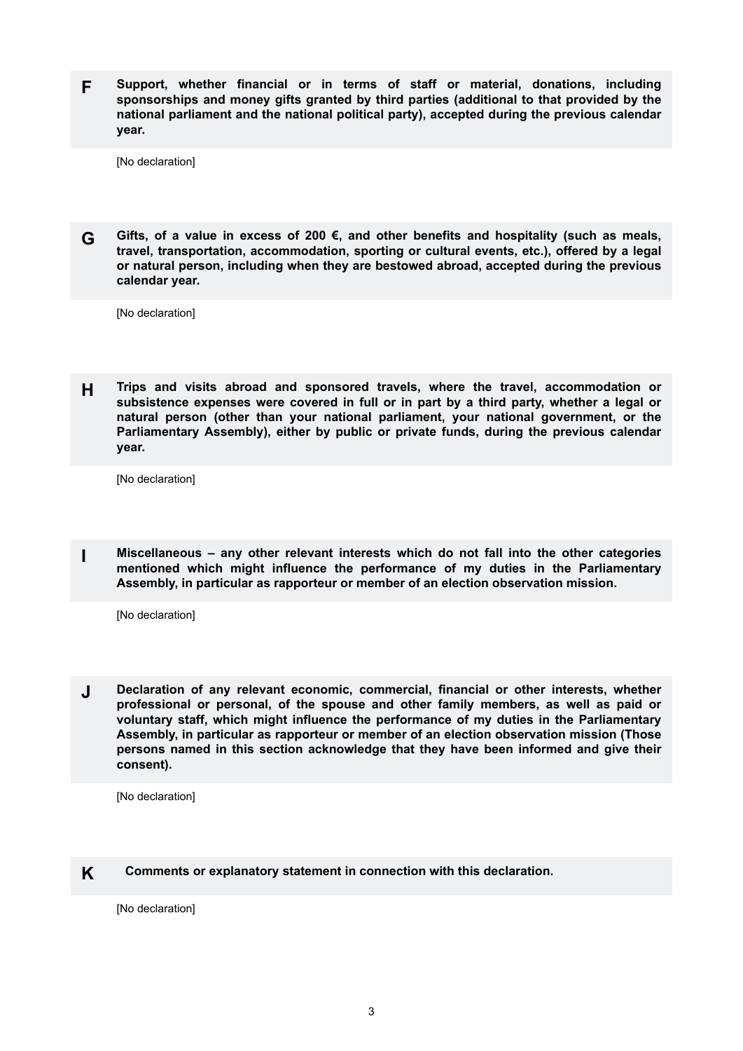**F** **Support, whether financial or in terms of staff or material, donations, including sponsorships and money gifts granted by third parties (additional to that provided by the national parliament and the national political party), accepted during the previous calendar year.**

[No declaration]

**G** **Gifts, of a value in excess of 200 €, and other benefits and hospitality (such as meals, travel, transportation, accommodation, sporting or cultural events, etc.), offered by a legal or natural person, including when they are bestowed abroad, accepted during the previous calendar year.**

[No declaration]

**H** **Trips and visits abroad and sponsored travels, where the travel, accommodation or subsistence expenses were covered in full or in part by a third party, whether a legal or natural person (other than your national parliament, your national government, or the Parliamentary Assembly), either by public or private funds, during the previous calendar year.**

[No declaration]

**I** **Miscellaneous – any other relevant interests which do not fall into the other categories mentioned which might influence the performance of my duties in the Parliamentary Assembly, in particular as rapporteur or member of an election observation mission.**

[No declaration]

**J** **Declaration of any relevant economic, commercial, financial or other interests, whether professional or personal, of the spouse and other family members, as well as paid or voluntary staff, which might influence the performance of my duties in the Parliamentary Assembly, in particular as rapporteur or member of an election observation mission (Those persons named in this section acknowledge that they have been informed and give their consent).**

[No declaration]

**K** **Comments or explanatory statement in connection with this declaration.**

[No declaration]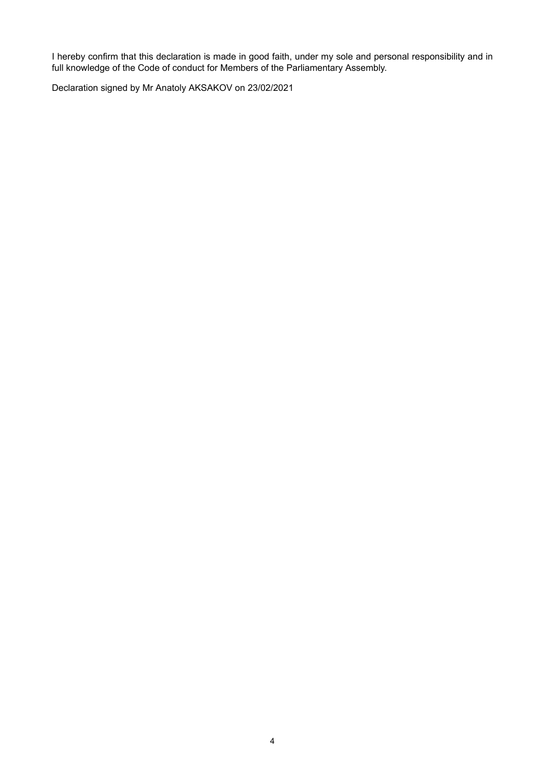I hereby confirm that this declaration is made in good faith, under my sole and personal responsibility and in full knowledge of the Code of conduct for Members of the Parliamentary Assembly.

Declaration signed by Mr Anatoly AKSAKOV on 23/02/2021